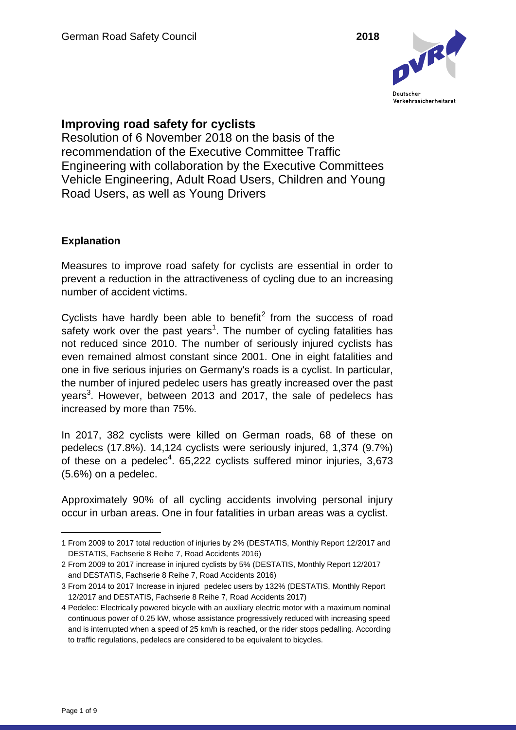# Improving road safety for cyclists

Resolution of 6 November 2018 on the basis of the recommendation of the Executive Committee Traffic Engineering with collaboration by the Executive Committees Vehicle Engineering, Adult Road Users, Children and Young Road Users, as well as Young Drivers

### Explanation

Measures to improve road safety for cyclists are essential in order to prevent a reduction in the attractiveness of cycling due to an increasing number of accident victims.

Cyclists have hardly been able to benefit[2] from the success of road safety work over the past years[1]. The number of cycling fatalities has not reduced since 2010. The number of seriously injured cyclists has even remained almost constant since 2001. One in eight fatalities and one in five serious injuries on Germany's roads is a cyclist. In particular, the number of injured pedelec users has greatly increased over the past years[3]. However, between 2013 and 2017, the sale of pedelecs has increased by more than 75%.

In 2017, 382 cyclists were killed on German roads, 68 of these on pedelecs (17.8%). 14,124 cyclists were seriously injured, 1,374 (9.7%) of these on a pedelec[4]. 65,222 cyclists suffered minor injuries, 3,673 (5.6%) on a pedelec.

Approximately 90% of all cycling accidents involving personal injury occur in urban areas. One in four fatalities in urban areas was a cyclist.

---

1 From 2009 to 2017 total reduction of injuries by 2% (DESTATIS, Monthly Report 12/2017 and DESTATIS, Fachserie 8 Reihe 7, Road Accidents 2016)

2 From 2009 to 2017 increase in injured cyclists by 5% (DESTATIS, Monthly Report 12/2017 and DESTATIS, Fachserie 8 Reihe 7, Road Accidents 2016)

3 From 2014 to 2017 Increase in injured pedelec users by 132% (DESTATIS, Monthly Report 12/2017 and DESTATIS, Fachserie 8 Reihe 7, Road Accidents 2017)

4 Pedelec: Electrically powered bicycle with an auxiliary electric motor with a maximum nominal continuous power of 0.25 kW, whose assistance progressively reduced with increasing speed and is interrupted when a speed of 25 km/h is reached, or the rider stops pedalling. According to traffic regulations, pedelecs are considered to be equivalent to bicycles.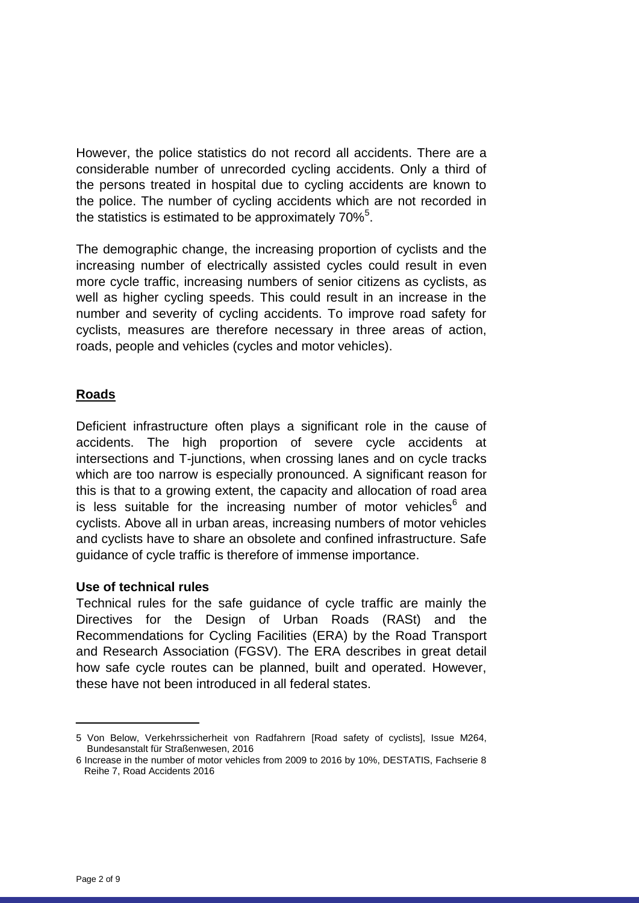However, the police statistics do not record all accidents. There are a considerable number of unrecorded cycling accidents. Only a third of the persons treated in hospital due to cycling accidents are known to the police. The number of cycling accidents which are not recorded in the statistics is estimated to be approximately 70%[5].

The demographic change, the increasing proportion of cyclists and the increasing number of electrically assisted cycles could result in even more cycle traffic, increasing numbers of senior citizens as cyclists, as well as higher cycling speeds. This could result in an increase in the number and severity of cycling accidents. To improve road safety for cyclists, measures are therefore necessary in three areas of action, roads, people and vehicles (cycles and motor vehicles).

## Roads

Deficient infrastructure often plays a significant role in the cause of accidents. The high proportion of severe cycle accidents at intersections and T-junctions, when crossing lanes and on cycle tracks which are too narrow is especially pronounced. A significant reason for this is that to a growing extent, the capacity and allocation of road area is less suitable for the increasing number of motor vehicles[6] and cyclists. Above all in urban areas, increasing numbers of motor vehicles and cyclists have to share an obsolete and confined infrastructure. Safe guidance of cycle traffic is therefore of immense importance.

### Use of technical rules

Technical rules for the safe guidance of cycle traffic are mainly the Directives for the Design of Urban Roads (RASt) and the Recommendations for Cycling Facilities (ERA) by the Road Transport and Research Association (FGSV). The ERA describes in great detail how safe cycle routes can be planned, built and operated. However, these have not been introduced in all federal states.

---

5 Von Below, Verkehrssicherheit von Radfahrern [Road safety of cyclists], Issue M264, Bundesanstalt für Straßenwesen, 2016

6 Increase in the number of motor vehicles from 2009 to 2016 by 10%, DESTATIS, Fachserie 8 Reihe 7, Road Accidents 2016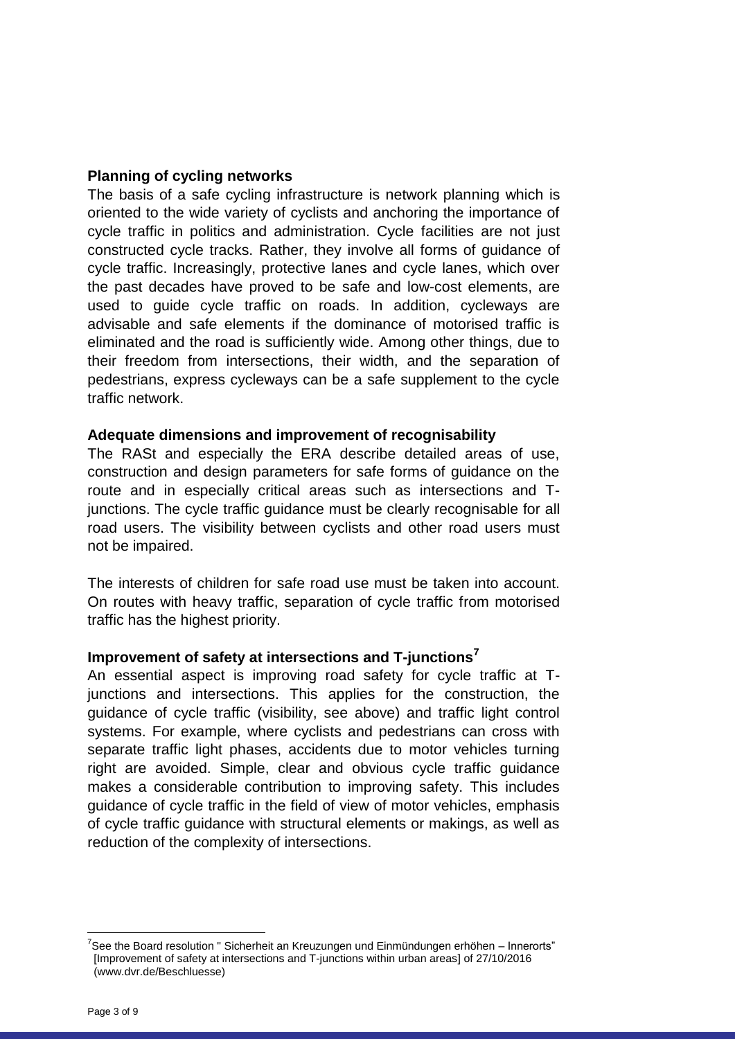**Planning of cycling networks**

The basis of a safe cycling infrastructure is network planning which is oriented to the wide variety of cyclists and anchoring the importance of cycle traffic in politics and administration. Cycle facilities are not just constructed cycle tracks. Rather, they involve all forms of guidance of cycle traffic. Increasingly, protective lanes and cycle lanes, which over the past decades have proved to be safe and low-cost elements, are used to guide cycle traffic on roads. In addition, cycleways are advisable and safe elements if the dominance of motorised traffic is eliminated and the road is sufficiently wide. Among other things, due to their freedom from intersections, their width, and the separation of pedestrians, express cycleways can be a safe supplement to the cycle traffic network.

**Adequate dimensions and improvement of recognisability**

The RASt and especially the ERA describe detailed areas of use, construction and design parameters for safe forms of guidance on the route and in especially critical areas such as intersections and T-junctions. The cycle traffic guidance must be clearly recognisable for all road users. The visibility between cyclists and other road users must not be impaired.

The interests of children for safe road use must be taken into account. On routes with heavy traffic, separation of cycle traffic from motorised traffic has the highest priority.

**Improvement of safety at intersections and T-junctions[7]**

An essential aspect is improving road safety for cycle traffic at T-junctions and intersections. This applies for the construction, the guidance of cycle traffic (visibility, see above) and traffic light control systems. For example, where cyclists and pedestrians can cross with separate traffic light phases, accidents due to motor vehicles turning right are avoided. Simple, clear and obvious cycle traffic guidance makes a considerable contribution to improving safety. This includes guidance of cycle traffic in the field of view of motor vehicles, emphasis of cycle traffic guidance with structural elements or makings, as well as reduction of the complexity of intersections.

---

[7] See the Board resolution " Sicherheit an Kreuzungen und Einmündungen erhöhen – Innerorts" [Improvement of safety at intersections and T-junctions within urban areas] of 27/10/2016 (www.dvr.de/Beschluesse)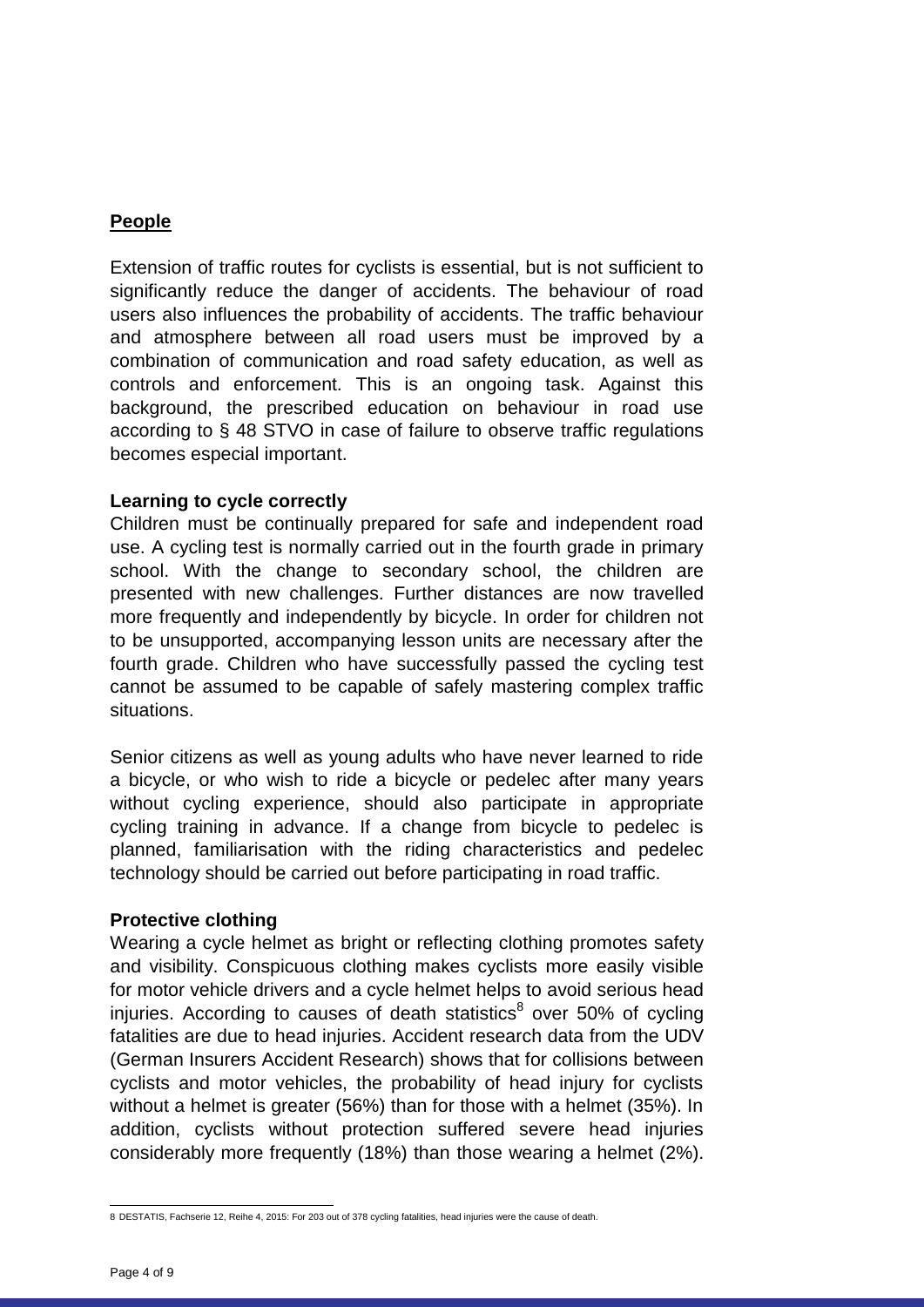## People

Extension of traffic routes for cyclists is essential, but is not sufficient to significantly reduce the danger of accidents. The behaviour of road users also influences the probability of accidents. The traffic behaviour and atmosphere between all road users must be improved by a combination of communication and road safety education, as well as controls and enforcement. This is an ongoing task. Against this background, the prescribed education on behaviour in road use according to § 48 STVO in case of failure to observe traffic regulations becomes especial important.

### Learning to cycle correctly

Children must be continually prepared for safe and independent road use. A cycling test is normally carried out in the fourth grade in primary school. With the change to secondary school, the children are presented with new challenges. Further distances are now travelled more frequently and independently by bicycle. In order for children not to be unsupported, accompanying lesson units are necessary after the fourth grade. Children who have successfully passed the cycling test cannot be assumed to be capable of safely mastering complex traffic situations.

Senior citizens as well as young adults who have never learned to ride a bicycle, or who wish to ride a bicycle or pedelec after many years without cycling experience, should also participate in appropriate cycling training in advance. If a change from bicycle to pedelec is planned, familiarisation with the riding characteristics and pedelec technology should be carried out before participating in road traffic.

### Protective clothing

Wearing a cycle helmet as bright or reflecting clothing promotes safety and visibility. Conspicuous clothing makes cyclists more easily visible for motor vehicle drivers and a cycle helmet helps to avoid serious head injuries. According to causes of death statistics[8] over 50% of cycling fatalities are due to head injuries. Accident research data from the UDV (German Insurers Accident Research) shows that for collisions between cyclists and motor vehicles, the probability of head injury for cyclists without a helmet is greater (56%) than for those with a helmet (35%). In addition, cyclists without protection suffered severe head injuries considerably more frequently (18%) than those wearing a helmet (2%).

---

8 DESTATIS, Fachserie 12, Reihe 4, 2015: For 203 out of 378 cycling fatalities, head injuries were the cause of death.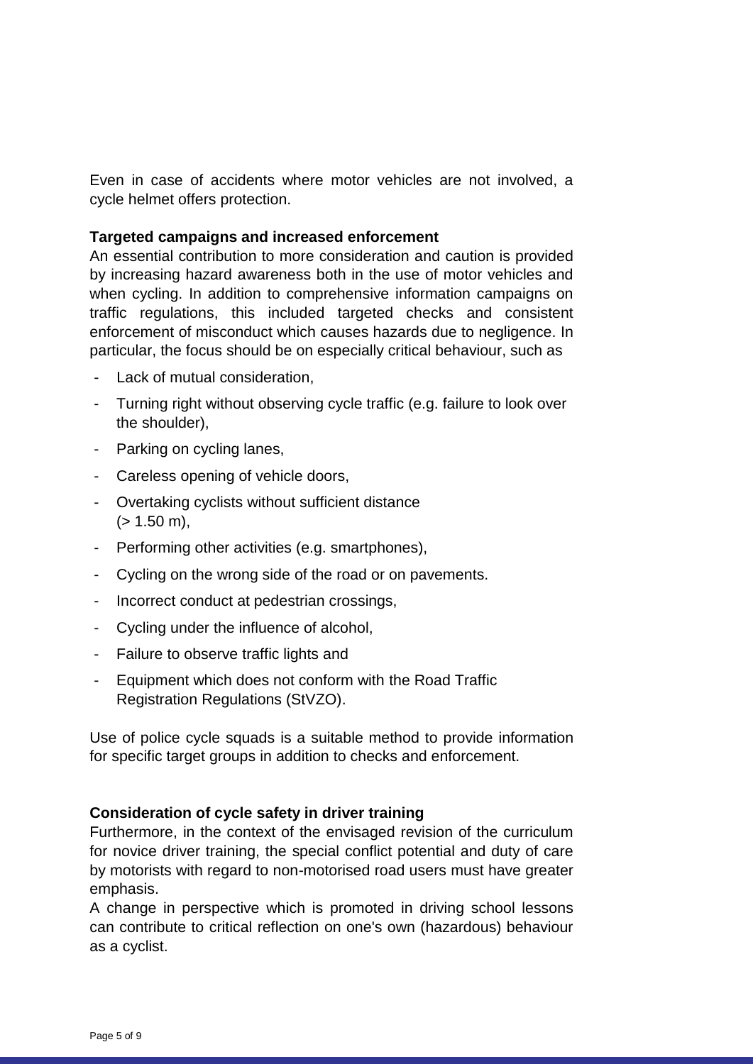Even in case of accidents where motor vehicles are not involved, a cycle helmet offers protection.

**Targeted campaigns and increased enforcement**

An essential contribution to more consideration and caution is provided by increasing hazard awareness both in the use of motor vehicles and when cycling. In addition to comprehensive information campaigns on traffic regulations, this included targeted checks and consistent enforcement of misconduct which causes hazards due to negligence. In particular, the focus should be on especially critical behaviour, such as

- Lack of mutual consideration,
- Turning right without observing cycle traffic (e.g. failure to look over the shoulder),
- Parking on cycling lanes,
- Careless opening of vehicle doors,
- Overtaking cyclists without sufficient distance (> 1.50 m),
- Performing other activities (e.g. smartphones),
- Cycling on the wrong side of the road or on pavements.
- Incorrect conduct at pedestrian crossings,
- Cycling under the influence of alcohol,
- Failure to observe traffic lights and
- Equipment which does not conform with the Road Traffic Registration Regulations (StVZO).

Use of police cycle squads is a suitable method to provide information for specific target groups in addition to checks and enforcement.

**Consideration of cycle safety in driver training**

Furthermore, in the context of the envisaged revision of the curriculum for novice driver training, the special conflict potential and duty of care by motorists with regard to non-motorised road users must have greater emphasis.

A change in perspective which is promoted in driving school lessons can contribute to critical reflection on one's own (hazardous) behaviour as a cyclist.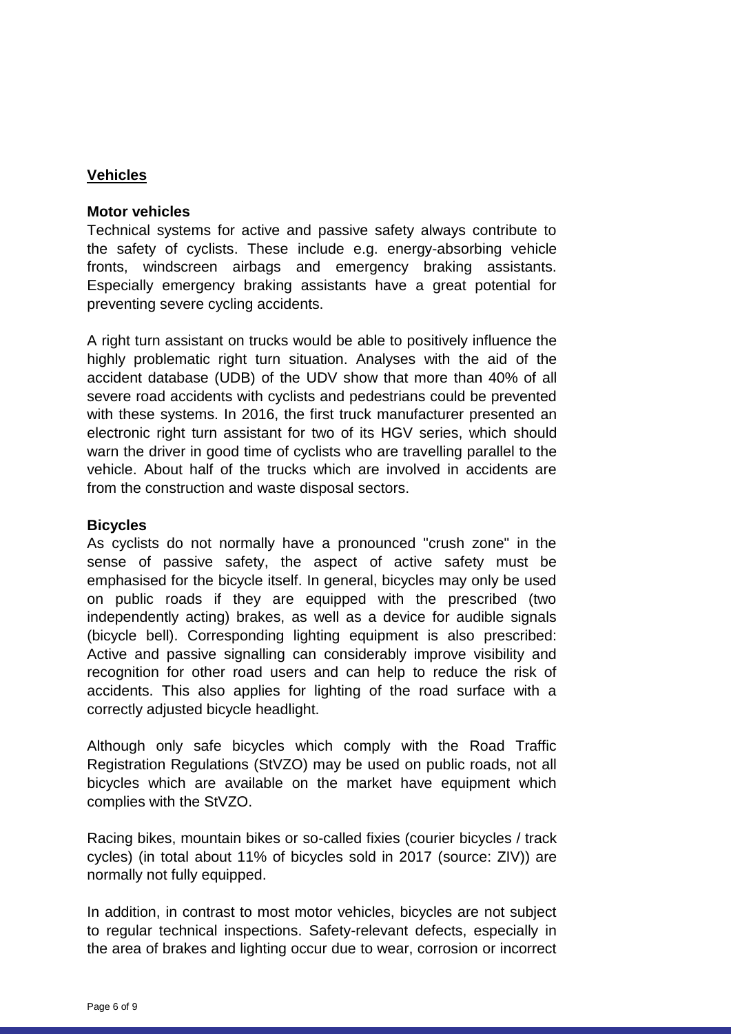## Vehicles

### Motor vehicles

Technical systems for active and passive safety always contribute to the safety of cyclists. These include e.g. energy-absorbing vehicle fronts, windscreen airbags and emergency braking assistants. Especially emergency braking assistants have a great potential for preventing severe cycling accidents.

A right turn assistant on trucks would be able to positively influence the highly problematic right turn situation. Analyses with the aid of the accident database (UDB) of the UDV show that more than 40% of all severe road accidents with cyclists and pedestrians could be prevented with these systems. In 2016, the first truck manufacturer presented an electronic right turn assistant for two of its HGV series, which should warn the driver in good time of cyclists who are travelling parallel to the vehicle. About half of the trucks which are involved in accidents are from the construction and waste disposal sectors.

### Bicycles

As cyclists do not normally have a pronounced "crush zone" in the sense of passive safety, the aspect of active safety must be emphasised for the bicycle itself. In general, bicycles may only be used on public roads if they are equipped with the prescribed (two independently acting) brakes, as well as a device for audible signals (bicycle bell). Corresponding lighting equipment is also prescribed: Active and passive signalling can considerably improve visibility and recognition for other road users and can help to reduce the risk of accidents. This also applies for lighting of the road surface with a correctly adjusted bicycle headlight.

Although only safe bicycles which comply with the Road Traffic Registration Regulations (StVZO) may be used on public roads, not all bicycles which are available on the market have equipment which complies with the StVZO.

Racing bikes, mountain bikes or so-called fixies (courier bicycles / track cycles) (in total about 11% of bicycles sold in 2017 (source: ZIV)) are normally not fully equipped.

In addition, in contrast to most motor vehicles, bicycles are not subject to regular technical inspections. Safety-relevant defects, especially in the area of brakes and lighting occur due to wear, corrosion or incorrect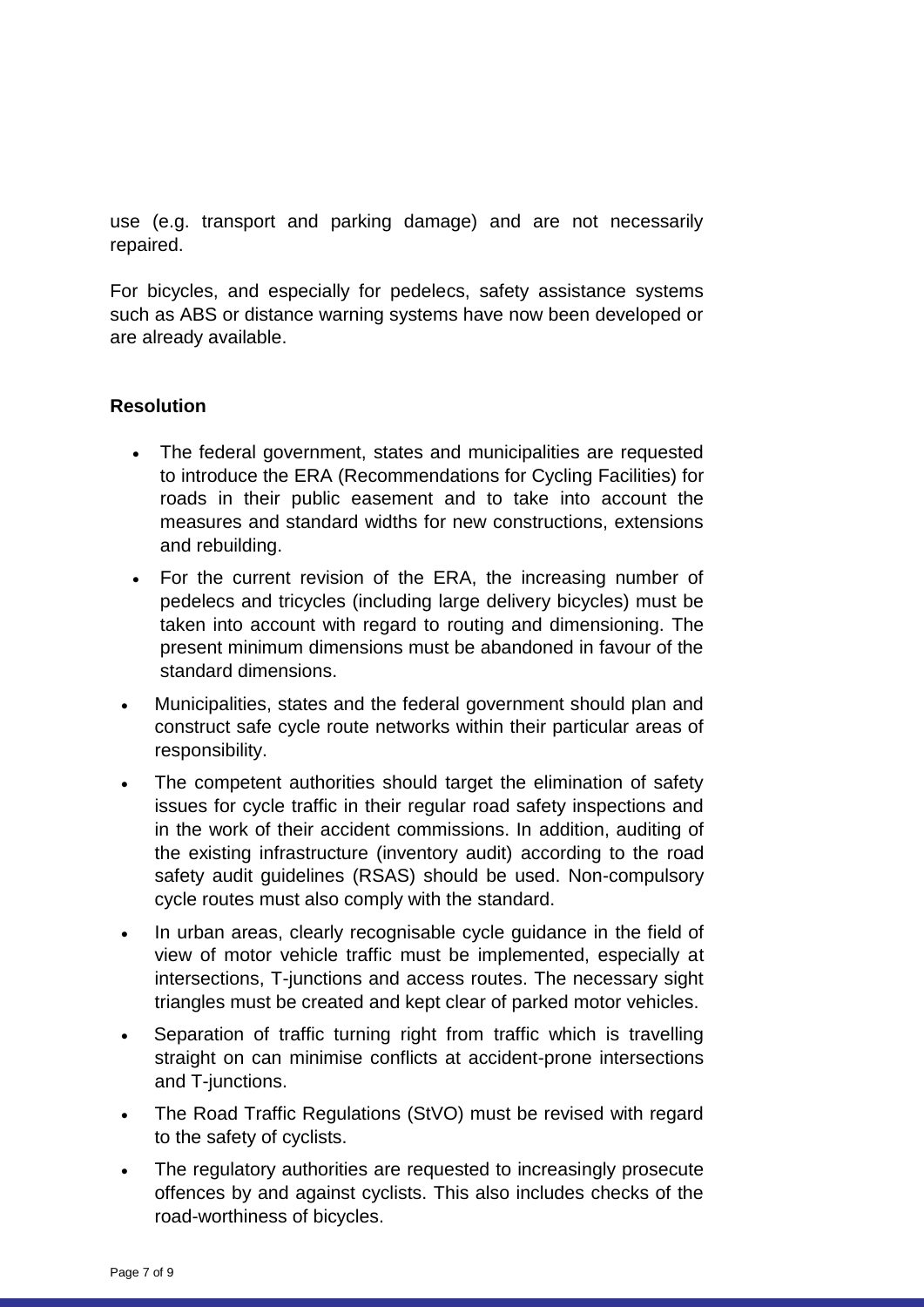use (e.g. transport and parking damage) and are not necessarily repaired.

For bicycles, and especially for pedelecs, safety assistance systems such as ABS or distance warning systems have now been developed or are already available.

**Resolution**

- The federal government, states and municipalities are requested to introduce the ERA (Recommendations for Cycling Facilities) for roads in their public easement and to take into account the measures and standard widths for new constructions, extensions and rebuilding.
- For the current revision of the ERA, the increasing number of pedelecs and tricycles (including large delivery bicycles) must be taken into account with regard to routing and dimensioning. The present minimum dimensions must be abandoned in favour of the standard dimensions.
- Municipalities, states and the federal government should plan and construct safe cycle route networks within their particular areas of responsibility.
- The competent authorities should target the elimination of safety issues for cycle traffic in their regular road safety inspections and in the work of their accident commissions. In addition, auditing of the existing infrastructure (inventory audit) according to the road safety audit guidelines (RSAS) should be used. Non-compulsory cycle routes must also comply with the standard.
- In urban areas, clearly recognisable cycle guidance in the field of view of motor vehicle traffic must be implemented, especially at intersections, T-junctions and access routes. The necessary sight triangles must be created and kept clear of parked motor vehicles.
- Separation of traffic turning right from traffic which is travelling straight on can minimise conflicts at accident-prone intersections and T-junctions.
- The Road Traffic Regulations (StVO) must be revised with regard to the safety of cyclists.
- The regulatory authorities are requested to increasingly prosecute offences by and against cyclists. This also includes checks of the road-worthiness of bicycles.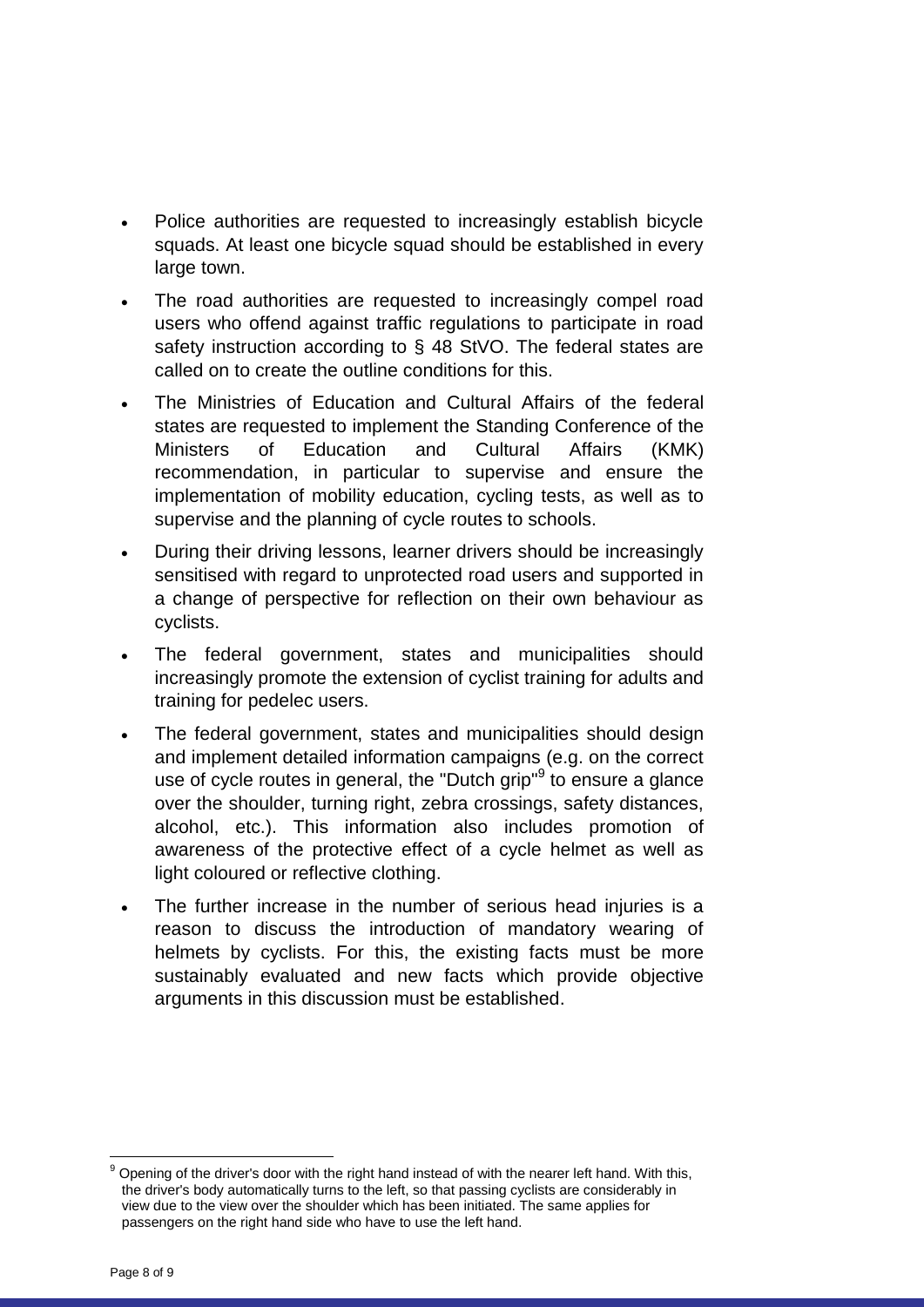- Police authorities are requested to increasingly establish bicycle squads. At least one bicycle squad should be established in every large town.
- The road authorities are requested to increasingly compel road users who offend against traffic regulations to participate in road safety instruction according to § 48 StVO. The federal states are called on to create the outline conditions for this.
- The Ministries of Education and Cultural Affairs of the federal states are requested to implement the Standing Conference of the Ministers of Education and Cultural Affairs (KMK) recommendation, in particular to supervise and ensure the implementation of mobility education, cycling tests, as well as to supervise and the planning of cycle routes to schools.
- During their driving lessons, learner drivers should be increasingly sensitised with regard to unprotected road users and supported in a change of perspective for reflection on their own behaviour as cyclists.
- The federal government, states and municipalities should increasingly promote the extension of cyclist training for adults and training for pedelec users.
- The federal government, states and municipalities should design and implement detailed information campaigns (e.g. on the correct use of cycle routes in general, the "Dutch grip"[9] to ensure a glance over the shoulder, turning right, zebra crossings, safety distances, alcohol, etc.). This information also includes promotion of awareness of the protective effect of a cycle helmet as well as light coloured or reflective clothing.
- The further increase in the number of serious head injuries is a reason to discuss the introduction of mandatory wearing of helmets by cyclists. For this, the existing facts must be more sustainably evaluated and new facts which provide objective arguments in this discussion must be established.

---

[9] Opening of the driver's door with the right hand instead of with the nearer left hand. With this, the driver's body automatically turns to the left, so that passing cyclists are considerably in view due to the view over the shoulder which has been initiated. The same applies for passengers on the right hand side who have to use the left hand.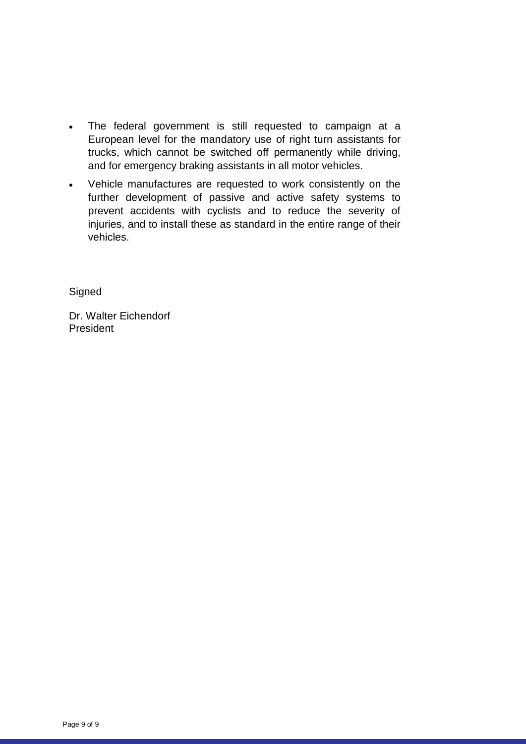- The federal government is still requested to campaign at a European level for the mandatory use of right turn assistants for trucks, which cannot be switched off permanently while driving, and for emergency braking assistants in all motor vehicles.
- Vehicle manufactures are requested to work consistently on the further development of passive and active safety systems to prevent accidents with cyclists and to reduce the severity of injuries, and to install these as standard in the entire range of their vehicles.

Signed

Dr. Walter Eichendorf
President